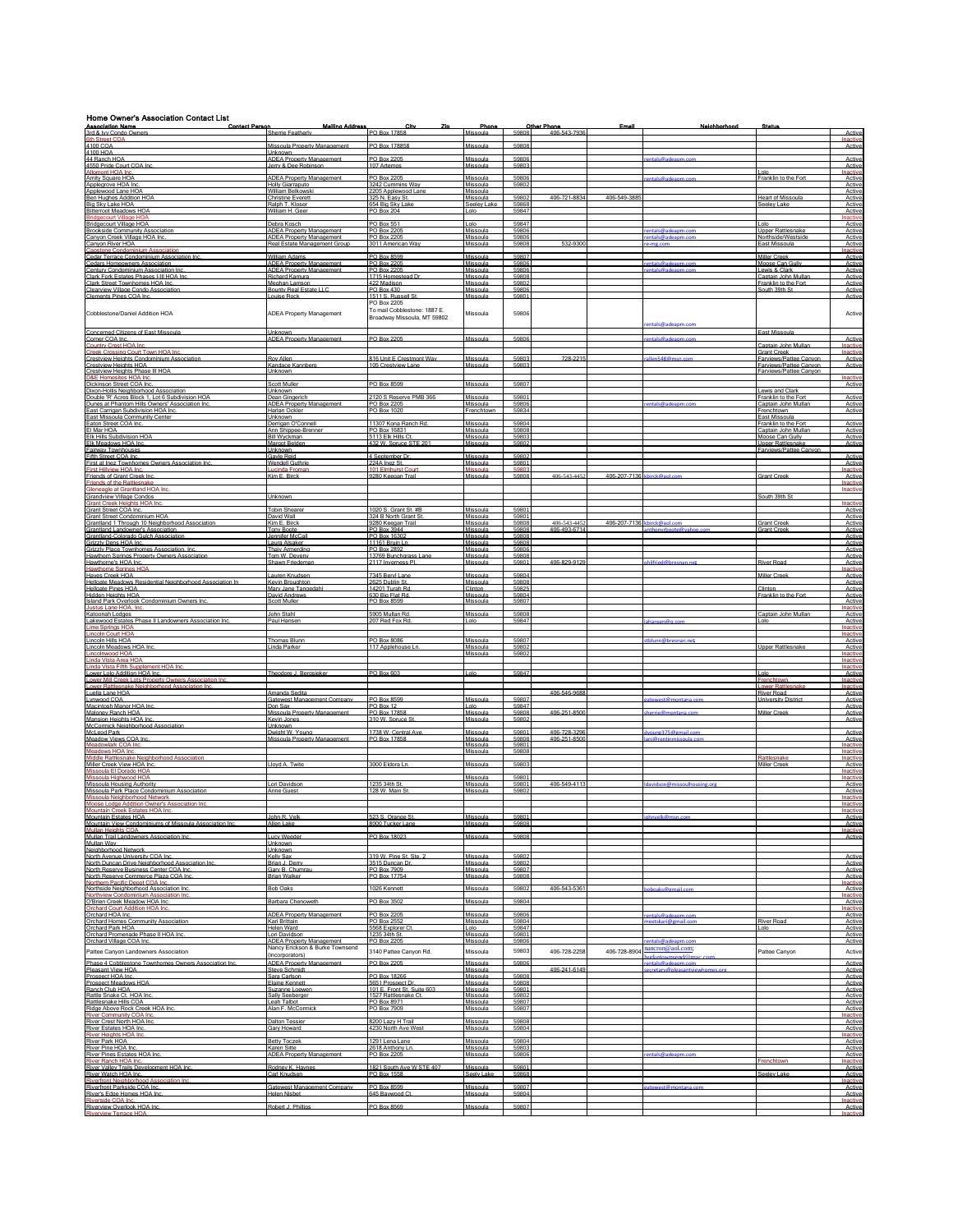# Home Owner's Association Contact List

| Association Name | Contact Person | Mailing Address | City | Zip | Phone | Other Phone | Email | Neighborhood | Status |
|---|---|---|---|---|---|---|---|---|---|
| 3rd & Ivy Condo Owners | Sherrie Featherly | PO Box 17858 | Missoula | 59808 | 406-543-7936 | | | | Active |
| 6th Street COA | | | | | | | | | Inactive |
| 4100 COA | Missoula Property Management | PO Box 178858 | Missoula | 59808 | | | | | Active |
| 4100 HOA | Unknown | | | | | | | | |
| 44 Ranch HOA | ADEA Property Management | PO Box 2205 | Missoula | 59806 | | | rentals@adeapm.com | | Active |
| 4550 Pride Court COA Inc. | Jerry & Dee Robinson | 107 Artemos | Missoula | 59803 | | | | | Active |
| Allomont HOA Inc. | | | | | | | | Lolo | Inactive |
| Amity Square HOA | ADEA Property Management | PO Box 2205 | Missoula | 59806 | | | rentals@adeapm.com | Franklin to the Fort | Active |
| Applegrove HOA Inc. | Holly Giarraputo | 3242 Cummins Way | Missoula | 59802 | | | | | Active |
| Applewood Lane HOA | William Belkowski | 2205 Applewood Lane | Missoula | | | | | | Active |
| Ben Hughes Addition HOA | Christine Everett | 325 N. Easy St. | Missoula | 59802 | 406-721-8834 | 406-549-3885 | | Heart of Missoula | Active |
| Big Sky Lake HOA | Ralph T. Klisser | 654 Big Sky Lake | Seeley Lake | 59868 | | | | Seeley Lake | Active |
| Bitterroot Meadows HOA | William H. Geer | PO Box 204 | Lolo | 59847 | | | | | Active |
| Bridgecourt Village HOA | | | | | | | | | Inactive |
| Bridgecourt Village HOA | Debra Kosch | PO Box 551 | Lolo | 59847 | | | | Lolo | Active |
| Brookside Community Association | ADEA Property Management | PO Box 2205 | Missoula | 59806 | | | rentals@adeapm.com | Upper Rattlesnake | Active |
| Canyon Creek Village HOA Inc. | ADEA Property Management | PO Box 2205 | Missoula | 59806 | | | rentals@adeapm.com | Northside/Westside | Active |
| Canyon River HOA | Real Estate Management Group | 3011 American Way | Missoula | 59808 | 532-9300 | | re-mg.com | East Missoula | Active |
| Capstone Condominium Association | | | | | | | | | Inactive |
| Cedar Terrace Condominium Association Inc. | William Adams | PO Box 8599 | Missoula | 59807 | | | | Miller Creek | Active |
| Cedars Homeowners Association | ADEA Property Management | PO Box 2205 | Missoula | 59806 | | | rentals@adeapm.com | Moose Can Gully | Active |
| Century Condominium Association Inc. | ADEA Property Management | PO Box 2205 | Missoula | 59806 | | | rentals@adeapm.com | Lewis & Clark | Active |
| Clark Fork Estates Phases I-III HOA Inc. | Richard Kamura | 1715 Homestead Dr. | Missoula | 59808 | | | | Captain John Mullan | Active |
| Clark Street Townhomes HOA Inc. | Meghan Lamson | 422 Madison | Missoula | 59802 | | | | Franklin to the Fort | Active |
| Clearview Village Condo Association | Bounty Real Estate LLC | PO Box 430 | Missoula | 59806 | | | | South 39th St | Active |
| Clements Pines COA Inc. | Louise Rock | 1511 S. Russell St. | Missoula | 59801 | | | | | Active |
| Cobblestone/Daniel Addition HOA | ADEA Property Management | PO Box 2205 To mail Cobblestone: 1887 E. Broadway Missoula, MT 59802 | Missoula | 59806 | | | rentals@adeapm.com | | Active |
| Concerned Citizens of East Missoula | Unknown | | | | | | | East Missoula | |
| Corner COA Inc. | ADEA Property Management | PO Box 2205 | Missoula | 59806 | | | rentals@adeapm.com | | Active |
| Country Crest HOA Inc. | | | | | | | | Captain John Mullan | Inactive |
| Creek Crossing Court Town HOA Inc. | | | | | | | | Grant Creek | Inactive |
| Crestview Heights Condominium Association | Roy Allen | 816 Unit E Crestmont Way | Missoula | 59803 | 728-2215 | | rallen548@msn.com | Farviews/Pattee Canyon | Active |
| Crestview Heights HOA | Kandace Kannberg | 105 Crestview Lane | Missoula | 59803 | | | | Farviews/Pattee Canyon | Active |
| Crestview Heights Phase III HOA | Unknown | | | | | | | Farviews/Pattee Canyon | |
| D&E Homesites HOA Inc. | | | | | | | | | Inactive |
| Dickinson Street COA Inc. | Scott Muller | PO Box 8599 | Missoula | 59807 | | | | | Active |
| Dixon-Hollis Neighborhood Association | Unknown | | | | | | | Lewis and Clark | |
| Double 'R' Acres Block 1, Lot 6 Subdivision HOA | Dean Gingerich | 2120 S Reserve PMB 366 | Missoula | 59801 | | | | Franklin to the Fort | Active |
| Dunes at Phantom Hills Owners' Association Inc. | ADEA Property Management | PO Box 2205 | Missoula | 59806 | | | rentals@adeapm.com | Captain John Mullan | Active |
| East Carrigan Subdivision HOA Inc. | Harlan Ockler | PO Box 1020 | Frenchtown | 59834 | | | | Frenchtown | Active |
| East Missoula Community Center | Unknown | | | | | | | East Missoula | |
| Eaton Street COA Inc. | Derrigan O'Connell | 11307 Kona Ranch Rd. | Missoula | 59804 | | | | Franklin to the Fort | Active |
| El Mar HOA | Ann Shippee-Brenner | PO Box 16831 | Missoula | 59808 | | | | Captain John Mullan | Active |
| Elk Hills Subdivision HOA | Bill Wyckman | 5113 Elk Hills Ct. | Missoula | 59803 | | | | Moose Can Gully | Active |
| Elk Meadows HOA Inc. | Margot Belden | 432 W. Spruce STE 201 | Missoula | 59802 | | | | Upper Rattlesnake | Active |
| Fairway Townhouses | Unknown | | | | | | | Farviews/Pattee Canyon | |
| Fifth Street COA Inc. | Gayle Reid | 4 September Dr. | Missoula | 59802 | | | | | Active |
| First at Inez Townhomes Owners Association Inc. | Wendell Guthrie | 224A Inez St. | Missoula | 59801 | | | | | Active |
| First Hillview HOA Inc. | Lucinda Froman | 101 Elmhurst Court | Missoula | 59803 | | | | | Inactive |
| Friends of Grant Creek Inc. | Kim E. Birck | 9280 Keegan Trail | Missoula | 59808 | 406-543-4452 | 406-207-7136 | kbirck@aol.com | Grant Creek | Active |
| Friends of the Rattlesnake | | | | | | | | | Inactive |
| Gleneagle at Grantland HOA Inc. | | | | | | | | | Inactive |
| Grandview Village Condos | Unknown | | | | | | | South 39th St | |
| Grant Creek Heights HOA Inc. | | | | | | | | | Inactive |
| Grant Street COA Inc. | Tobin Shearer | 1020 S. Grant St. #B | Missoula | 59801 | | | | | Active |
| Grant Street Condominium HOA | David Wall | 324 B North Grant St. | Missoula | 59801 | | | | | Active |
| Grantland 1 Through 10 Neighborhood Association | Kim E. Birck | 9280 Keegan Trail | Missoula | 59808 | 406-543-4452 | 406-207-7136 | kbirck@aol.com | Grant Creek | Active |
| Grantland Landowner's Association | Tony Boote | PO Box 3944 | Missoula | 59808 | 406-493-6714 | | anthonyboote@yahoo.com | Grant Creek | Active |
| Grantland-Colorado Gulch Association | Jennifer McCall | PO Box 16302 | Missoula | 59808 | | | | | Active |
| Grizzly Dens HOA Inc. | Laura Alsaker | 11161 Bruin Ln. | Missoula | 59808 | | | | | Active |
| Grizzly Place Townhomes Association, Inc. | Thaly Armendino | PO Box 2892 | Missoula | 59806 | | | | | Active |
| Hawthorn Springs Property Owners Association | Tom W. Deveny | 13769 Bunchgrass Lane | Missoula | 59808 | | | | | Active |
| Hawthorne's HOA Inc. | Shawn Friedeman | 2117 Inverness Pl. | Missoula | 59801 | 406-829-9129 | | philfried@bresnan.net | River Road | Active |
| Hawthorne Springs HOA | | | | | | | | | Inactive |
| Hayes Creek HOA | Lauren Knudsen | 7345 Beryl Lane | Missoula | 59804 | | | | Miller Creek | Active |
| Hellgate Meadows Residential Neighborhood Association In | Kevin Broughton | 2625 Dublin St. | Missoula | 59808 | | | | | Active |
| Hellgate Pines HOA | Mary Jane Tangedahl | 14201 Turah Rd. | Clinton | 59825 | | | | Clinton | Active |
| Hidden Heights HOA | David Andrews | 630 Big Flat Rd. | Missoula | 59804 | | | | Franklin to the Fort | Active |
| Island Park Overlook Condominium Owners Inc. | Scott Muller | PO Box 8599 | Missoula | 59807 | | | | | Active |
| Justus Lane HOA, Inc. | | | | | | | | | Inactive |
| Katoonah Lodges | John Stahl | 5905 Mullan Rd. | Missoula | 59808 | | | | Captain John Mullan | Active |
| Lakewood Estates Phase II Landowners Association Inc. | Paul Hansen | 207 Red Fox Rd. | Lolo | 59847 | | | jahansen@q.com | Lolo | Active |
| Lime Springs HOA | | | | | | | | | Inactive |
| Lincoln Court HOA | | | | | | | | | Inactive |
| Lincoln Hills HOA | Thomas Blunn | PO Box 8086 | Missoula | 59807 | | | stblunn@bresnan.net | | Active |
| Lincoln Meadows HOA Inc. | Linda Parker | 117 Applehouse Ln. | Missoula | 59802 | | | | Upper Rattlesnake | Active |
| Lincolnwood HOA | | | Missoula | 59802 | | | | | Inactive |
| Linda Vista Area HOA | | | | | | | | | Inactive |
| Linda Vista Fifth Supplement HOA Inc. | | | | | | | | | Inactive |
| Lower Lolo Addition HOA Inc. | Theodore J. Berosieker | PO Box 603 | Lolo | 59847 | | | | Lolo | Active |
| Lower Mill Creek Lots Property Owners Association Inc. | | | | | | | | Frenchtown | Inactive |
| Lower Rattlesnake Neighborhood Association Inc. | | | | | | | | Lower Rattlesnake | Inactive |
| Luella Lane HOA | Amanda Sedlta | | | | 406-546-9688 | | | River Road | Active |
| Lynwood COA | Gatewest Management Company | PO Box 8599 | Missoula | 59807 | | | gatewest@montana.com | University District | Active |
| Macintosh Manor HOA Inc. | Don Sax | PO Box 12 | Lolo | 59847 | | | | | Active |
| Maloney Ranch HOA | Missoula Property Management | PO Box 17858 | Missoula | 59808 | 406-251-8500 | | sherrie@montana.com | Miller Creek | Active |
| Mansion Heights HOA Inc. | Kevin Jones | 310 W. Spruce St. | Missoula | 59802 | | | | | Active |
| McCormick Neighborhood Association | Unknown | | | | | | | | |
| McLeod Park | Dwight W. Young | 1738 W. Central Ave. | Missoula | 59801 | 406-728-3296 | | dyoung375@gmail.com | | Active |
| Meadow Views COA Inc. | Missoula Property Management | PO Box 17858 | Missoula | 59808 | 406-251-8500 | | lani@rentinmissoula.com | | Active |
| Meadowlark COA Inc. | | | Missoula | 59801 | | | | | Inactive |
| Meadows HOA Inc. | | | Missoula | 59808 | | | | | Inactive |
| Middle Rattlesnake Neighborhood Association | | | | | | | | Rattlesnake | Inactive |
| Miller Creek View HOA Inc. | Lloyd A. Twite | 3000 Eldora Ln. | Missoula | 59803 | | | | Miller Creek | Active |
| Missoula El Dorado HOA | | | | | | | | | Inactive |
| Missoula Highwood HOA | | | Missoula | 59801 | | | | | Inactive |
| Missoula Housing Authority | Lori Davidson | 1235 34th St. | Missoula | 59801 | 406-549-4113 | | ldavidson@missoulahousing.org | | Active |
| Missoula Park Place Condominium Association | Anne Guest | 128 W. Main St. | Missoula | 59802 | | | | | Active |
| Missoula Neighborhood Network | | | | | | | | | Inactive |
| Moose Lodge Addition Owner's Association Inc. | | | | | | | | | Inactive |
| Mountain Creek Estates HOA Inc. | | | | | | | | | Inactive |
| Mountain Estates HOA | John R. Velk | 523 S. Orange St. | Missoula | 59801 | | | johnvelk@msn.com | | Active |
| Mountain View Condominiums of Missoula Association Inc. | Allen Lake | 8000 Tucker Lane | Missoula | 59808 | | | | | Active |
| Mullan Heights COA | | | | | | | | | Inactive |
| Mullan Trail Landowners Association Inc. | Lucy Weeder | PO Box 18023 | Missoula | 59808 | | | | | Active |
| Mullan Way | Unknown | | | | | | | | |
| Neighborhood Network | Unknown | | | | | | | | |
| North Avenue University COA Inc. | Kelly Sax | 319 W. Pine St. Ste. 2 | Missoula | 59802 | | | | | Active |
| North Duncan Drive Neighborhood Association Inc. | Brian J. Derry | 3515 Duncan Dr. | Missoula | 59802 | | | | | Active |
| North Reserve Business Center COA Inc. | Gary B. Chumrau | PO Box 7909 | Missoula | 59807 | | | | | Active |
| North Reserve Commerce Plaza COA Inc. | Brian Walker | PO Box 17754 | Missoula | 59808 | | | | | Active |
| Northern Pacific Depot COA Inc. | | | | | | | | | Inactive |
| Northside Neighborhood Association Inc. | Bob Oaks | 1026 Kennett | Missoula | 59802 | 406-543-5361 | | boboaks@gmail.com | | Active |
| Northview Condominium Association Inc. | | | | | | | | | Inactive |
| O'Brien Creek Meadow HOA Inc. | Barbara Chenoweth | PO Box 3502 | Missoula | 59804 | | | | | Active |
| Orchard Court Addition HOA Inc. | | | | | | | | | Inactive |
| Orchard HOA Inc. | ADEA Property Management | PO Box 2205 | Missoula | 59806 | | | rentals@adeapm.com | | Active |
| Orchard Homes Community Association | Kari Brittain | PO Box 2552 | Missoula | 59804 | | | meetskari@gmail.com | River Road | Active |
| Orchard Park HOA | Helen Ward | 5568 Explorer Ct. | Lolo | 59847 | | | | Lolo | Active |
| Orchard Promenade Phase II HOA Inc. | Lori Davidson | 1235 34th St. | Missoula | 59801 | | | | | Active |
| Orchard Village COA Inc. | ADEA Property Management | PO Box 2205 | Missoula | 59806 | | | rentals@adeapm.com | | Active |
| Pattee Canyon Landowners Association | Nancy Erickson & Burke Townsend (incorporators) | 3140 Pattee Canyon Rd. | Missoula | 59803 | 406-728-2258 | 406-728-8904 | nancron@aol.com; burketownsend@mac.com | Pattee Canyon | Active |
| Phase 4 Cobblestone Townhomes Owners Association Inc. | ADEA Property Management | PO Box 2205 | Missoula | 59806 | | | rentals@adeapm.com | | Active |
| Pleasant View HOA | Steve Schmidt | | Missoula | | 406-241-6149 | | secretary@pleasantviewhomes.org | | Active |
| Prospect HOA Inc. | Sara Carlson | PO Box 18266 | Missoula | 59808 | | | | | Active |
| Prospect Meadows HOA | Elaine Kennett | 5651 Prospect Dr. | Missoula | 59808 | | | | | Active |
| Ranch Club HOA | Suzanne Loewen | 101 E. Front St. Suite 603 | Missoula | 59801 | | | | | Active |
| Rattle Snake Ct. HOA Inc. | Sally Seeberger | 1527 Rattlesnake Ct. | Missoula | 59802 | | | | | Active |
| Rattlesnake Hills COA | Leah Talbot | PO Box 8971 | Missoula | 59807 | | | | | Active |
| Ridge Above Rock Creek HOA Inc. | Alan F. McCormick | PO Box 7909 | Missoula | 59807 | | | | | Active |
| River Community COA Inc. | | | | | | | | | Inactive |
| River Crest North HOA Inc. | Dalton Tessier | 8200 Lazy H Trail | Missoula | 59808 | | | | | Active |
| River Estates HOA Inc. | Gary Howard | 4230 North Ave West | Missoula | 59804 | | | | | Active |
| River Heights HOA Inc. | | | | | | | | | Inactive |
| River Park HOA | Betty Toczek | 1291 Lena Lane | Missoula | 59804 | | | | | Active |
| River Pine HOA Inc. | Karen Sitte | 2618 Anthony Ln. | Missoula | 59803 | | | | | Active |
| River Pines Estates HOA Inc. | ADEA Property Management | PO Box 2205 | Missoula | 59806 | | | rentals@adeapm.com | | Active |
| River Ranch HOA Inc. | | | | | | | | Frenchtown | Inactive |
| River Valley Trails Development HOA Inc. | Rodney K. Haynes | 1821 South Ave W STE 407 | Missoula | 59801 | | | | | Active |
| River Watch HOA Inc. | Carl Knudsen | PO Box 1558 | Seely Lake | 59868 | | | | Seeley Lake | Active |
| Riverfront Neighborhood Association Inc. | | | | | | | | | Inactive |
| Riverfront Parkside COA Inc. | Gatewest Management Company | PO Box 8599 | Missoula | 59807 | | | gatewest@montana.com | | Active |
| River's Edge Homes HOA Inc. | Helen Nisbet | 645 Baywood Ct. | Missoula | 59804 | | | | | Active |
| Riverside COA Inc. | | | | | | | | | Inactive |
| Riverview Overlook HOA Inc. | Robert J. Phillips | PO Box 8569 | Missoula | 59807 | | | | | Active |
| Riverview Terrace HOA | | | | | | | | | Inactive |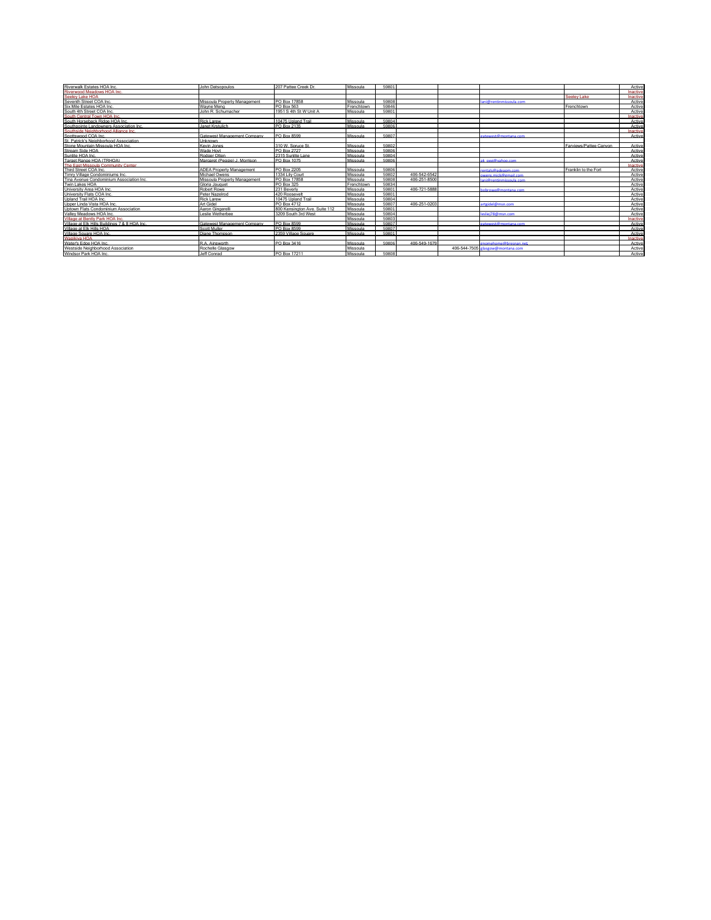| | | | | | | | | | |
|---|---|---|---|---|---|---|---|---|---|
| Riverwalk Estates HOA Inc. | John Datsopoulos | 207 Pattee Creek Dr. | Missoula | 59801 | | | | | Active |
| Riverwood Meadows HOA Inc. | | | | | | | | | Inactive |
| Seeley Lake HOA | | | | | | | | Seeley Lake | Inactive |
| Seventh Street COA Inc. | Missoula Property Management | PO Box 17858 | Missoula | 59808 | | | lani@rentinmissoula.com | | Active |
| Six Mile Estates HOA Inc. | Wayne Meng | PO Box 563 | Frenchtown | 59846 | | | | Frenchtown | Active |
| South 4th Street COA Inc. | John R. Schumacher | 1951 S 4th St W Unit A | Missoula | 59801 | | | | | Active |
| South Central Town HOA Inc. | | | | | | | | | Inactive |
| South Horseback Ridge HOA Inc. | Rick Larew | 10475 Upland Trail | Missoula | 59804 | | | | | Active |
| Southpointe Landowners Association Inc. | Janet Krstulich | PO Box 2135 | Missoula | 59806 | | | | | Active |
| Southside Neighborhood Alliance Inc. | | | | | | | | | Inactive |
| Spottswood COA Inc. | Gatewest Management Company | PO Box 8599 | Missoula | 59807 | | | gatewest@montana.com | | Active |
| St. Patrick's Neighborhood Association | Unknown | | | | | | | | |
| Stone Mountain Missoula HOA Inc. | Kevin Jones | 310 W. Spruce St. | Missoula | 59802 | | | | Farviews/Pattee Canyon | Active |
| Stream Side HOA | Wade Hoyt | PO Box 2727 | Missoula | 59806 | | | | | Active |
| Sunlite HOA Inc. | Rodger Otten | 2315 Sunlite Lane | Missoula | 59804 | | | | | Active |
| Target Range HOA (TRHOA) | Margaret (Peggie) J. Morrison | PO Box 1075 | Missoula | 59806 | | | ak_peg@yahoo.com | | Active |
| The East Missoula Community Center | | | | | | | | | Inactive |
| Third Street COA Inc. | ADEA Property Management | PO Box 2205 | Missoula | 59806 | | | rentals@adeapm.com | Franklin to the Fort | Active |
| Timry Village Condominiums Inc. | Michael Owens | 1334 Lily Court | Missoula | 59802 | 406-542-6542 | | owens.mick@gmail.com | | Active |
| Tina Avenue Condominium Association Inc. | Missoula Property Management | PO Box 17858 | Missoula | 59808 | 406-251-8500 | | lani@rentinmissoula.com | | Active |
| Twin Lakes HOA | Gloria Jauquet | PO Box 325 | Frenchtown | 59834 | | | | | Active |
| University Area HOA Inc. | Robert Rowe | 231 Beverly | Missoula | 59801 | 406-721-5888 | | bobrowe@montana.com | | Active |
| University Flats COA Inc. | Peter Nazelrod | 420 Roosevelt | Missoula | 59801 | | | | | Active |
| Upland Trail HOA Inc. | Rick Larew | 10475 Upland Trail | Missoula | 59804 | | | | | Active |
| Upper Linda Vista HOA Inc. | Art Gidel | PO Box 4712 | Missoula | 59807 | 406-251-0203 | | artgidel@msn.com | | Active |
| Uptown Flats Condominium Association | Aaron Gingerelli | 800 Kensington Ave. Suite 112 | Missoula | 59801 | | | | | Active |
| Valley Meadows HOA Inc. | Leslie Wetherbee | 3209 South 3rd West | Missoula | 59804 | | | lesliej78@msn.com | | Active |
| Village at Bently Park HOA Inc. | | | Missoula | 59803 | | | | | Inactive |
| Village at Elk Hills Buildings 7 & 8 HOA Inc. | Gatewest Management Company | PO Box 8599 | Missoula | 59807 | | | gatewest@montana.com | | Active |
| Village at Elk Hills HOA | Scott Muller | PO Box 8599 | Missoula | 59807 | | | | | Active |
| Village Square HOA Inc. | Diane Thompson | 2359 Village Square | Missoula | 59801 | | | | | Active |
| Wapikiya HOA | | | | | | | | | Inactive |
| Water's Edge HOA Inc. | R.A. Ainsworth | PO Box 3416 | Missoula | 59806 | 406-549-1679 | | gnomehome@bresnan.net | | Active |
| Westside Neighborhood Association | Rochelle Glasgow | | Missoula | | | 406-544-7505 | glasgow@montana.com | | Active |
| Windsor Park HOA Inc. | Jeff Conrad | PO Box 17211 | Missoula | 59808 | | | | | Active |